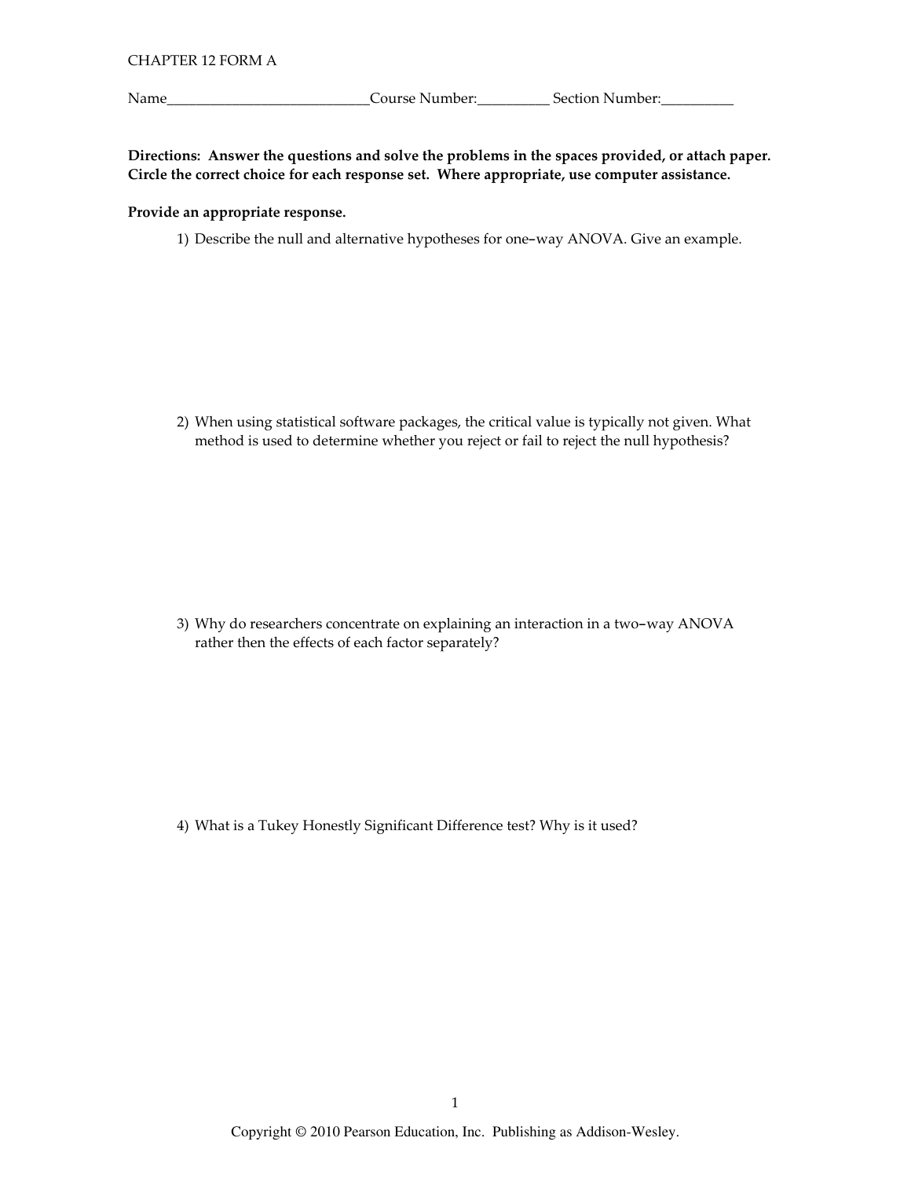CHAPTER 12 FORM A

Name___________________________Course Number:__________ Section Number:__________

**Directions: Answer the questions and solve the problems in the spaces provided, or attach paper. Circle the correct choice for each response set. Where appropriate, use computer assistance.**

**Provide an appropriate response.**

1) Describe the null and alternative hypotheses for one–way ANOVA. Give an example.

2) When using statistical software packages, the critical value is typically not given. What method is used to determine whether you reject or fail to reject the null hypothesis?

3) Why do researchers concentrate on explaining an interaction in a two–way ANOVA rather then the effects of each factor separately?

4) What is a Tukey Honestly Significant Difference test? Why is it used?

Copyright © 2010 Pearson Education, Inc. Publishing as Addison-Wesley.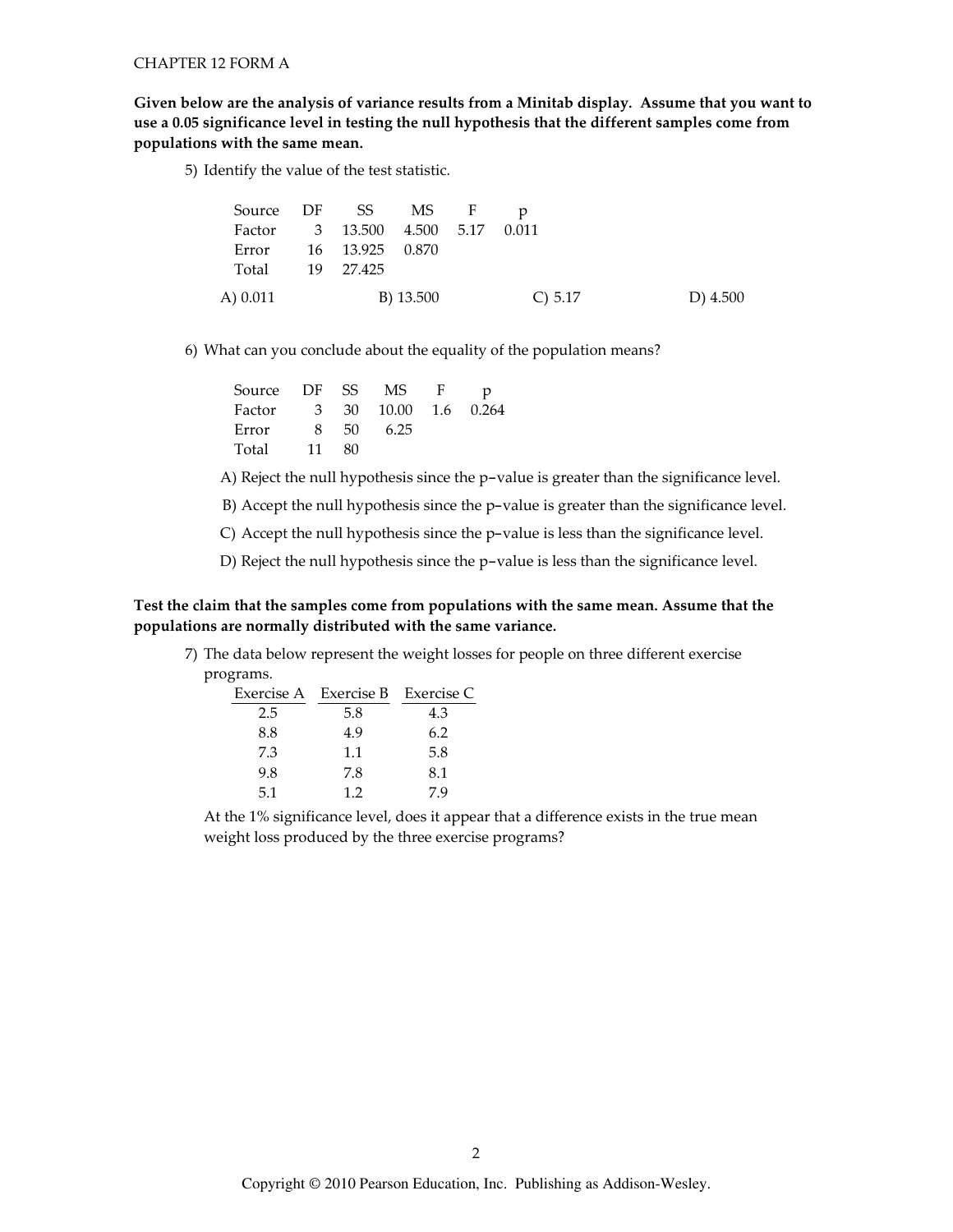CHAPTER 12 FORM A

**Given below are the analysis of variance results from a Minitab display. Assume that you want to use a 0.05 significance level in testing the null hypothesis that the different samples come from populations with the same mean.**

5) Identify the value of the test statistic.

| Source | DF | SS | MS | F | p |
|---|---|---|---|---|---|
| Factor | 3 | 13.500 | 4.500 | 5.17 | 0.011 |
| Error | 16 | 13.925 | 0.870 | | |
| Total | 19 | 27.425 | | | |

A) 0.011 B) 13.500 C) 5.17 D) 4.500

6) What can you conclude about the equality of the population means?

| Source | DF | SS | MS | F | p |
|---|---|---|---|---|---|
| Factor | 3 | 30 | 10.00 | 1.6 | 0.264 |
| Error | 8 | 50 | 6.25 | | |
| Total | 11 | 80 | | | |

A) Reject the null hypothesis since the p−value is greater than the significance level.

B) Accept the null hypothesis since the p−value is greater than the significance level.

C) Accept the null hypothesis since the p−value is less than the significance level.

D) Reject the null hypothesis since the p−value is less than the significance level.

**Test the claim that the samples come from populations with the same mean. Assume that the populations are normally distributed with the same variance.**

7) The data below represent the weight losses for people on three different exercise programs.

| Exercise A | Exercise B | Exercise C |
|---|---|---|
| 2.5 | 5.8 | 4.3 |
| 8.8 | 4.9 | 6.2 |
| 7.3 | 1.1 | 5.8 |
| 9.8 | 7.8 | 8.1 |
| 5.1 | 1.2 | 7.9 |

At the 1% significance level, does it appear that a difference exists in the true mean weight loss produced by the three exercise programs?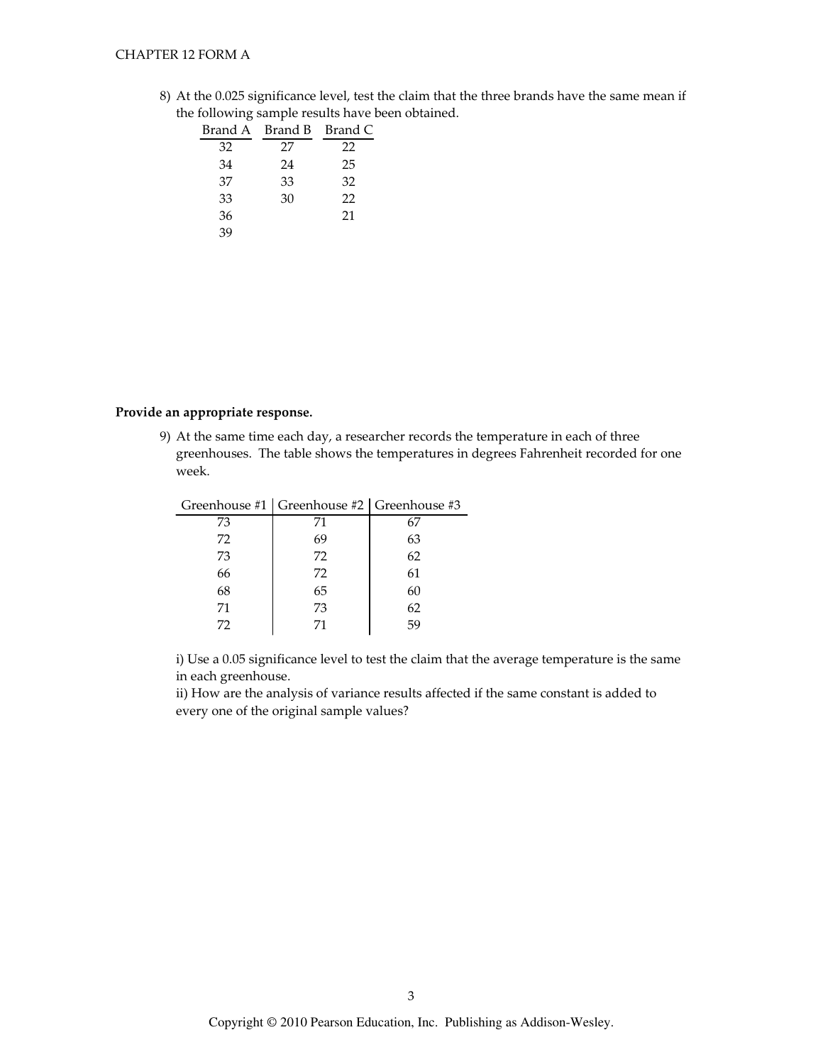8) At the 0.025 significance level, test the claim that the three brands have the same mean if the following sample results have been obtained.

| Brand A | Brand B | Brand C |
|---|---|---|
| 32 | 27 | 22 |
| 34 | 24 | 25 |
| 37 | 33 | 32 |
| 33 | 30 | 22 |
| 36 | | 21 |
| 39 | | |

**Provide an appropriate response.**

9) At the same time each day, a researcher records the temperature in each of three greenhouses. The table shows the temperatures in degrees Fahrenheit recorded for one week.

| Greenhouse #1 | Greenhouse #2 | Greenhouse #3 |
|---|---|---|
| 73 | 71 | 67 |
| 72 | 69 | 63 |
| 73 | 72 | 62 |
| 66 | 72 | 61 |
| 68 | 65 | 60 |
| 71 | 73 | 62 |
| 72 | 71 | 59 |

i) Use a 0.05 significance level to test the claim that the average temperature is the same in each greenhouse.
ii) How are the analysis of variance results affected if the same constant is added to every one of the original sample values?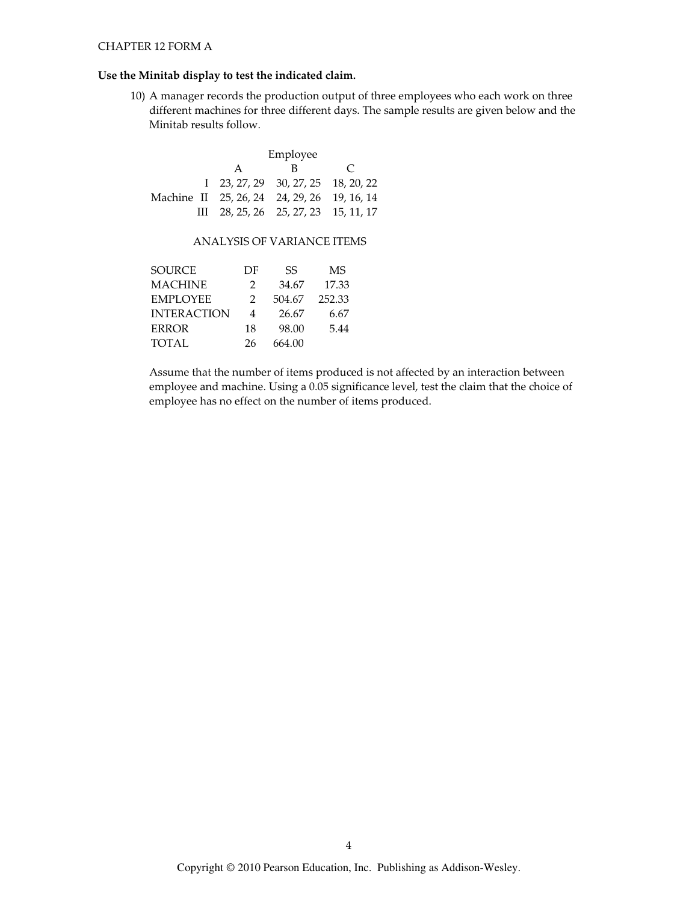CHAPTER 12 FORM A

**Use the Minitab display to test the indicated claim.**

10) A manager records the production output of three employees who each work on three different machines for three different days. The sample results are given below and the Minitab results follow.

| | | Employee | |
|---|---|---|---|
| | A | B | C |
| Machine I | 23, 27, 29 | 30, 27, 25 | 18, 20, 22 |
| Machine II | 25, 26, 24 | 24, 29, 26 | 19, 16, 14 |
| Machine III | 28, 25, 26 | 25, 27, 23 | 15, 11, 17 |

ANALYSIS OF VARIANCE ITEMS

| SOURCE | DF | SS | MS |
|---|---|---|---|
| MACHINE | 2 | 34.67 | 17.33 |
| EMPLOYEE | 2 | 504.67 | 252.33 |
| INTERACTION | 4 | 26.67 | 6.67 |
| ERROR | 18 | 98.00 | 5.44 |
| TOTAL | 26 | 664.00 | |

Assume that the number of items produced is not affected by an interaction between employee and machine. Using a 0.05 significance level, test the claim that the choice of employee has no effect on the number of items produced.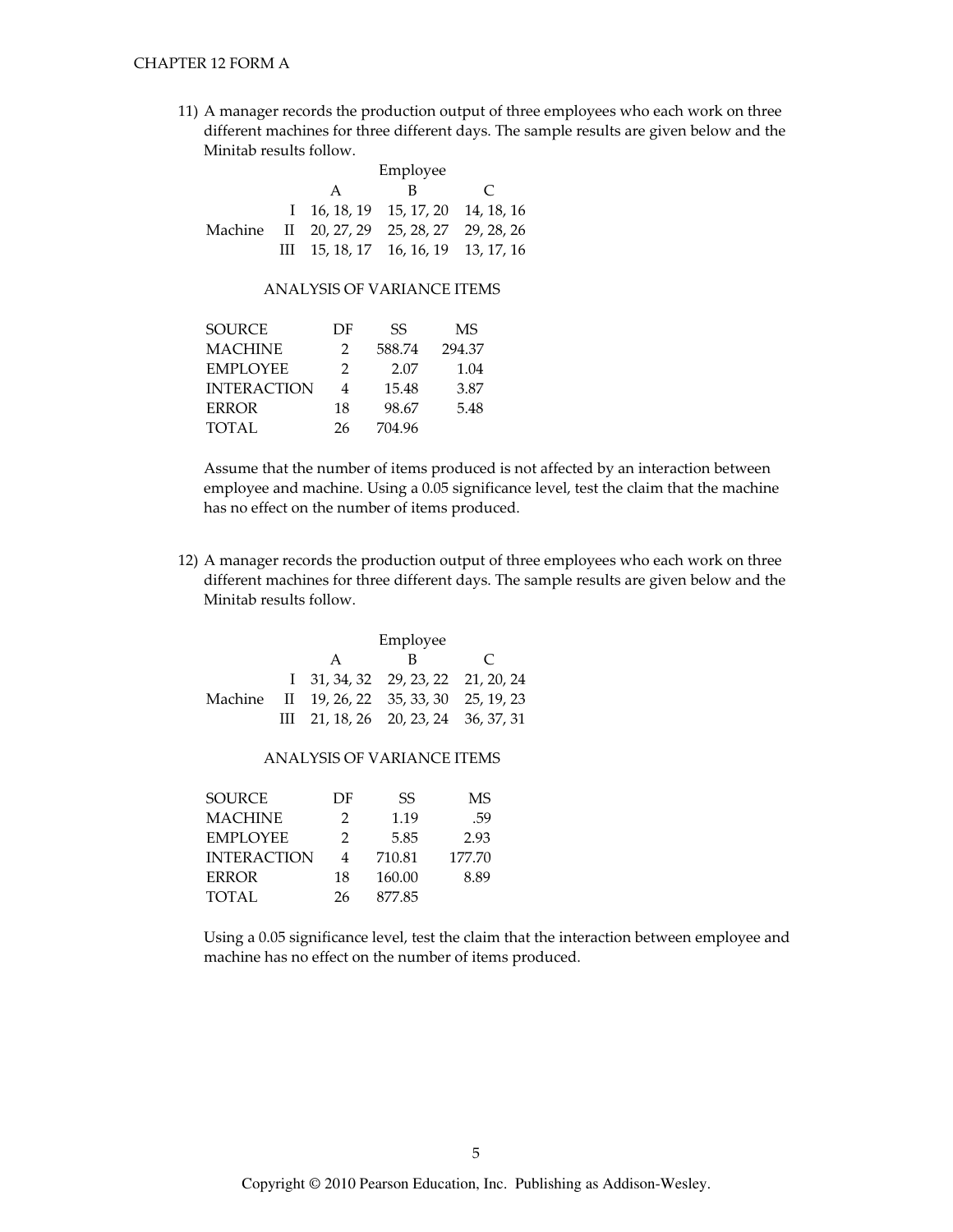11) A manager records the production output of three employees who each work on three different machines for three different days. The sample results are given below and the Minitab results follow.

| | | Employee | | |
|---|---|---|---|---|
| | | A | B | C |
| | I | 16, 18, 19 | 15, 17, 20 | 14, 18, 16 |
| Machine | II | 20, 27, 29 | 25, 28, 27 | 29, 28, 26 |
| | III | 15, 18, 17 | 16, 16, 19 | 13, 17, 16 |

ANALYSIS OF VARIANCE ITEMS

| SOURCE | DF | SS | MS |
|---|---|---|---|
| MACHINE | 2 | 588.74 | 294.37 |
| EMPLOYEE | 2 | 2.07 | 1.04 |
| INTERACTION | 4 | 15.48 | 3.87 |
| ERROR | 18 | 98.67 | 5.48 |
| TOTAL | 26 | 704.96 | |

Assume that the number of items produced is not affected by an interaction between employee and machine. Using a 0.05 significance level, test the claim that the machine has no effect on the number of items produced.

12) A manager records the production output of three employees who each work on three different machines for three different days. The sample results are given below and the Minitab results follow.

| | | Employee | | |
|---|---|---|---|---|
| | | A | B | C |
| | I | 31, 34, 32 | 29, 23, 22 | 21, 20, 24 |
| Machine | II | 19, 26, 22 | 35, 33, 30 | 25, 19, 23 |
| | III | 21, 18, 26 | 20, 23, 24 | 36, 37, 31 |

ANALYSIS OF VARIANCE ITEMS

| SOURCE | DF | SS | MS |
|---|---|---|---|
| MACHINE | 2 | 1.19 | .59 |
| EMPLOYEE | 2 | 5.85 | 2.93 |
| INTERACTION | 4 | 710.81 | 177.70 |
| ERROR | 18 | 160.00 | 8.89 |
| TOTAL | 26 | 877.85 | |

Using a 0.05 significance level, test the claim that the interaction between employee and machine has no effect on the number of items produced.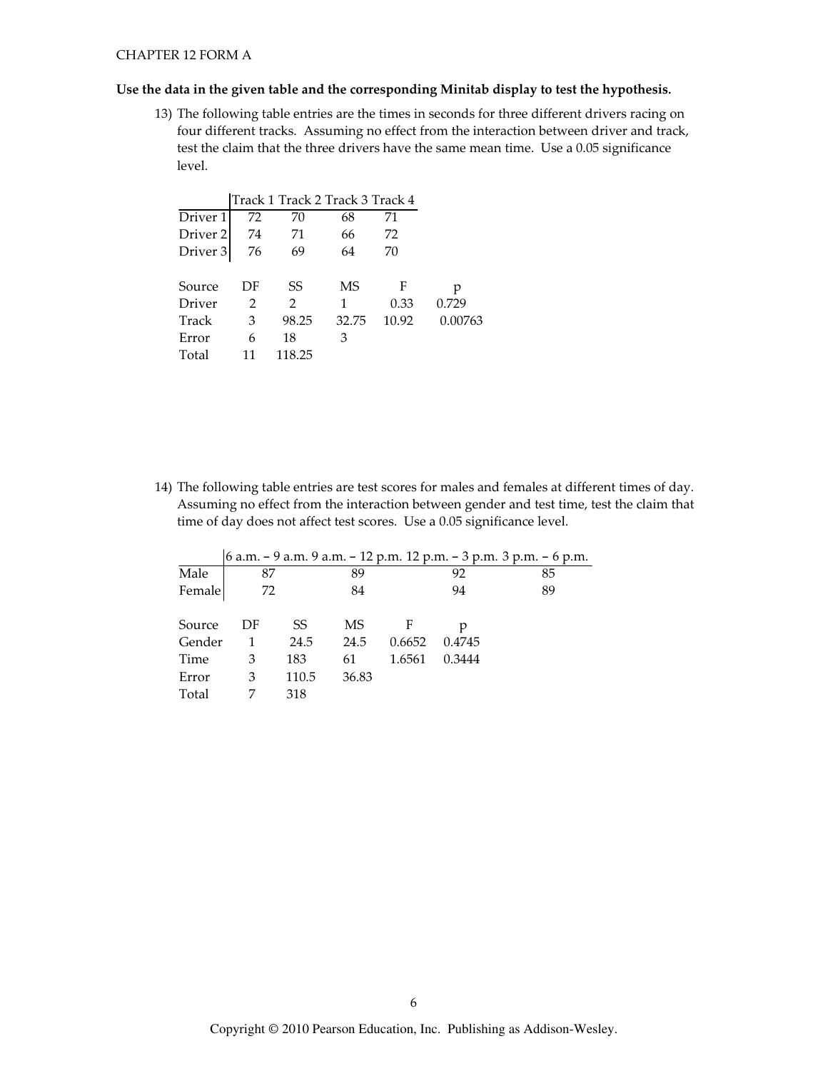**Use the data in the given table and the corresponding Minitab display to test the hypothesis.**

13) The following table entries are the times in seconds for three different drivers racing on four different tracks. Assuming no effect from the interaction between driver and track, test the claim that the three drivers have the same mean time. Use a 0.05 significance level.

| | Track 1 | Track 2 | Track 3 | Track 4 |
|---|---|---|---|---|
| Driver 1 | 72 | 70 | 68 | 71 |
| Driver 2 | 74 | 71 | 66 | 72 |
| Driver 3 | 76 | 69 | 64 | 70 |

| Source | DF | SS | MS | F | p |
|---|---|---|---|---|---|
| Driver | 2 | 2 | 1 | 0.33 | 0.729 |
| Track | 3 | 98.25 | 32.75 | 10.92 | 0.00763 |
| Error | 6 | 18 | 3 | | |
| Total | 11 | 118.25 | | | |

14) The following table entries are test scores for males and females at different times of day. Assuming no effect from the interaction between gender and test time, test the claim that time of day does not affect test scores. Use a 0.05 significance level.

| | 6 a.m. – 9 a.m. | 9 a.m. – 12 p.m. | 12 p.m. – 3 p.m. | 3 p.m. – 6 p.m. |
|---|---|---|---|---|
| Male | 87 | 89 | 92 | 85 |
| Female | 72 | 84 | 94 | 89 |

| Source | DF | SS | MS | F | p |
|---|---|---|---|---|---|
| Gender | 1 | 24.5 | 24.5 | 0.6652 | 0.4745 |
| Time | 3 | 183 | 61 | 1.6561 | 0.3444 |
| Error | 3 | 110.5 | 36.83 | | |
| Total | 7 | 318 | | | |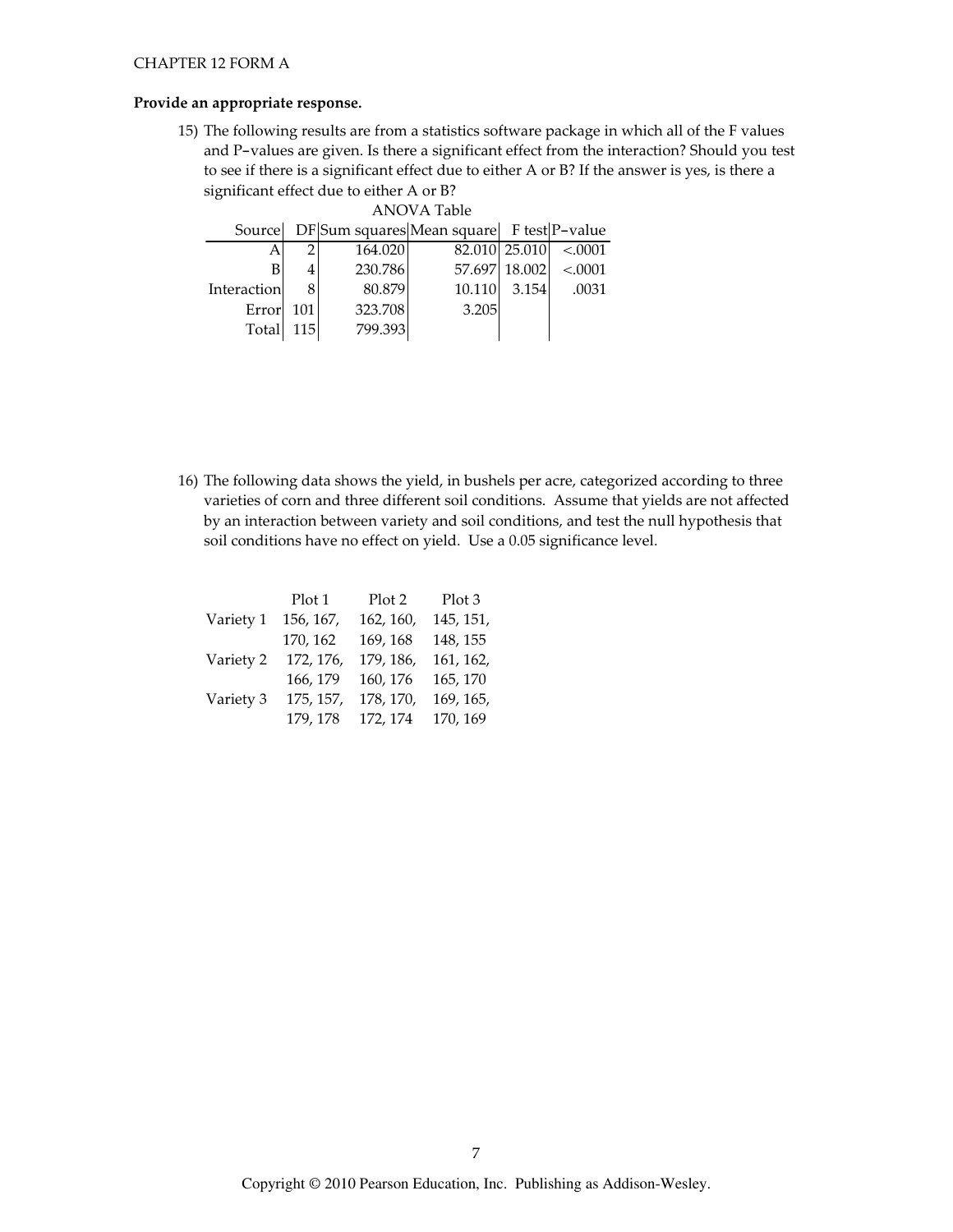**Provide an appropriate response.**

15) The following results are from a statistics software package in which all of the F values and P–values are given. Is there a significant effect from the interaction? Should you test to see if there is a significant effect due to either A or B? If the answer is yes, is there a significant effect due to either A or B?

ANOVA Table

| Source | DF | Sum squares | Mean square | F test | P–value |
|---|---|---|---|---|---|
| A | 2 | 164.020 | 82.010 | 25.010 | <.0001 |
| B | 4 | 230.786 | 57.697 | 18.002 | <.0001 |
| Interaction | 8 | 80.879 | 10.110 | 3.154 | .0031 |
| Error | 101 | 323.708 | 3.205 | | |
| Total | 115 | 799.393 | | | |

16) The following data shows the yield, in bushels per acre, categorized according to three varieties of corn and three different soil conditions. Assume that yields are not affected by an interaction between variety and soil conditions, and test the null hypothesis that soil conditions have no effect on yield. Use a 0.05 significance level.

| | Plot 1 | Plot 2 | Plot 3 |
|---|---|---|---|
| Variety 1 | 156, 167, 170, 162 | 162, 160, 169, 168 | 145, 151, 148, 155 |
| Variety 2 | 172, 176, 166, 179 | 179, 186, 160, 176 | 161, 162, 165, 170 |
| Variety 3 | 175, 157, 179, 178 | 178, 170, 172, 174 | 169, 165, 170, 169 |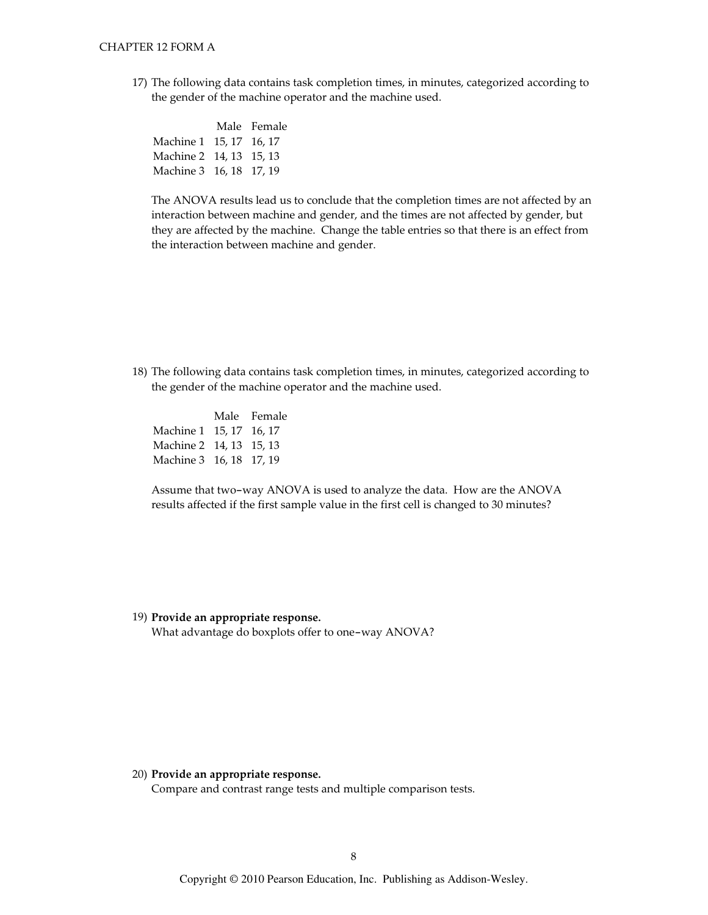17) The following data contains task completion times, in minutes, categorized according to the gender of the machine operator and the machine used.

| | Male | Female |
|---|---|---|
| Machine 1 | 15, 17 | 16, 17 |
| Machine 2 | 14, 13 | 15, 13 |
| Machine 3 | 16, 18 | 17, 19 |

The ANOVA results lead us to conclude that the completion times are not affected by an interaction between machine and gender, and the times are not affected by gender, but they are affected by the machine. Change the table entries so that there is an effect from the interaction between machine and gender.

18) The following data contains task completion times, in minutes, categorized according to the gender of the machine operator and the machine used.

| | Male | Female |
|---|---|---|
| Machine 1 | 15, 17 | 16, 17 |
| Machine 2 | 14, 13 | 15, 13 |
| Machine 3 | 16, 18 | 17, 19 |

Assume that two-way ANOVA is used to analyze the data. How are the ANOVA results affected if the first sample value in the first cell is changed to 30 minutes?

19) **Provide an appropriate response.**
What advantage do boxplots offer to one-way ANOVA?

20) **Provide an appropriate response.**
Compare and contrast range tests and multiple comparison tests.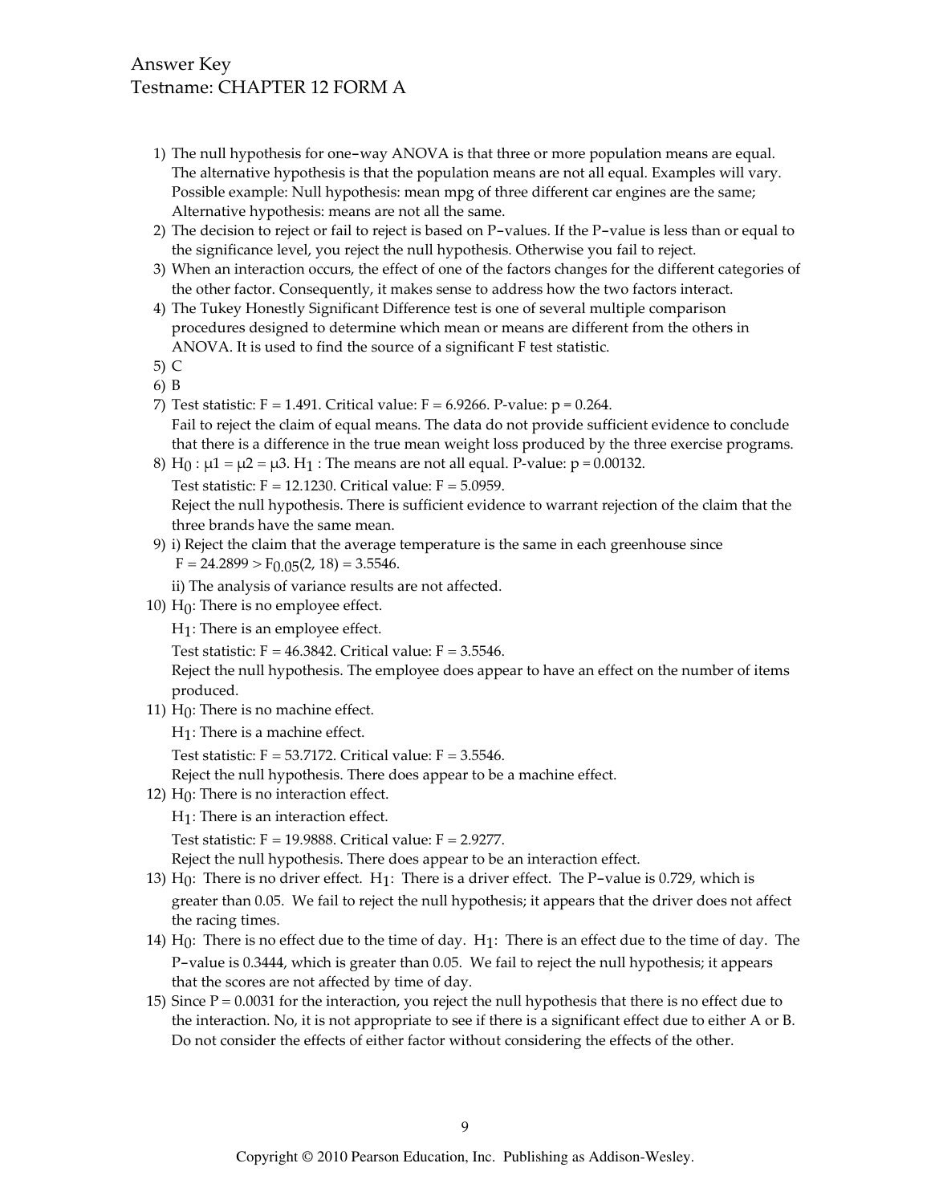Answer Key
Testname: CHAPTER 12 FORM A

1) The null hypothesis for one–way ANOVA is that three or more population means are equal. The alternative hypothesis is that the population means are not all equal. Examples will vary. Possible example: Null hypothesis: mean mpg of three different car engines are the same; Alternative hypothesis: means are not all the same.
2) The decision to reject or fail to reject is based on P–values. If the P–value is less than or equal to the significance level, you reject the null hypothesis. Otherwise you fail to reject.
3) When an interaction occurs, the effect of one of the factors changes for the different categories of the other factor. Consequently, it makes sense to address how the two factors interact.
4) The Tukey Honestly Significant Difference test is one of several multiple comparison procedures designed to determine which mean or means are different from the others in ANOVA. It is used to find the source of a significant F test statistic.
5) C
6) B
7) Test statistic: F = 1.491. Critical value: F = 6.9266. P-value: p = 0.264.
   Fail to reject the claim of equal means. The data do not provide sufficient evidence to conclude that there is a difference in the true mean weight loss produced by the three exercise programs.
8) $H_0 : \mu1 = \mu2 = \mu3$. $H_1$ : The means are not all equal. P-value: p = 0.00132.
   Test statistic: F = 12.1230. Critical value: F = 5.0959.
   Reject the null hypothesis. There is sufficient evidence to warrant rejection of the claim that the three brands have the same mean.
9) i) Reject the claim that the average temperature is the same in each greenhouse since $F = 24.2899 > F_{0.05}(2, 18) = 3.5546$.
   ii) The analysis of variance results are not affected.
10) $H_0$: There is no employee effect.
    $H_1$: There is an employee effect.
    Test statistic: F = 46.3842. Critical value: F = 3.5546.
    Reject the null hypothesis. The employee does appear to have an effect on the number of items produced.
11) $H_0$: There is no machine effect.
    $H_1$: There is a machine effect.
    Test statistic: F = 53.7172. Critical value: F = 3.5546.
    Reject the null hypothesis. There does appear to be a machine effect.
12) $H_0$: There is no interaction effect.
    $H_1$: There is an interaction effect.
    Test statistic: F = 19.9888. Critical value: F = 2.9277.
    Reject the null hypothesis. There does appear to be an interaction effect.
13) $H_0$: There is no driver effect. $H_1$: There is a driver effect. The P–value is 0.729, which is greater than 0.05. We fail to reject the null hypothesis; it appears that the driver does not affect the racing times.
14) $H_0$: There is no effect due to the time of day. $H_1$: There is an effect due to the time of day. The P–value is 0.3444, which is greater than 0.05. We fail to reject the null hypothesis; it appears that the scores are not affected by time of day.
15) Since P = 0.0031 for the interaction, you reject the null hypothesis that there is no effect due to the interaction. No, it is not appropriate to see if there is a significant effect due to either A or B. Do not consider the effects of either factor without considering the effects of the other.

Copyright © 2010 Pearson Education, Inc. Publishing as Addison-Wesley.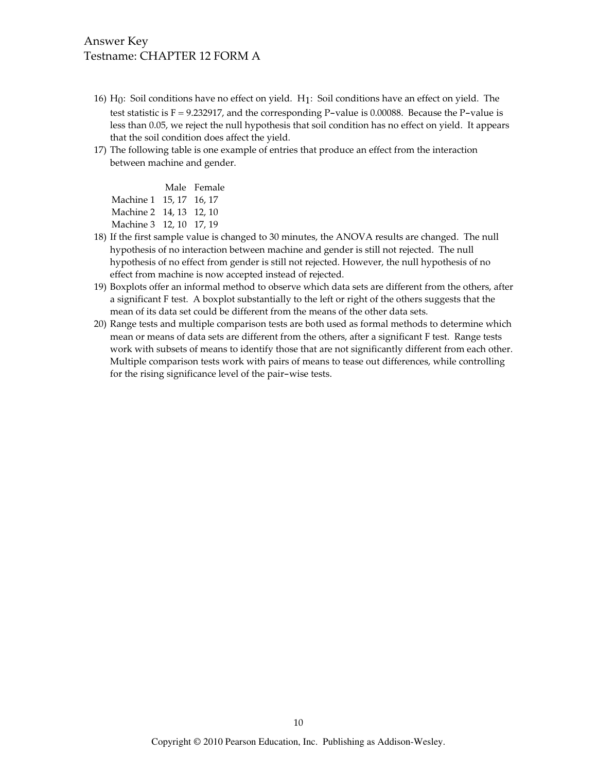16) $H_0$: Soil conditions have no effect on yield. $H_1$: Soil conditions have an effect on yield. The test statistic is F = 9.232917, and the corresponding P-value is 0.00088. Because the P-value is less than 0.05, we reject the null hypothesis that soil condition has no effect on yield. It appears that the soil condition does affect the yield.

17) The following table is one example of entries that produce an effect from the interaction between machine and gender.

| | Male | Female |
|---|---|---|
| Machine 1 | 15, 17 | 16, 17 |
| Machine 2 | 14, 13 | 12, 10 |
| Machine 3 | 12, 10 | 17, 19 |

18) If the first sample value is changed to 30 minutes, the ANOVA results are changed. The null hypothesis of no interaction between machine and gender is still not rejected. The null hypothesis of no effect from gender is still not rejected. However, the null hypothesis of no effect from machine is now accepted instead of rejected.

19) Boxplots offer an informal method to observe which data sets are different from the others, after a significant F test. A boxplot substantially to the left or right of the others suggests that the mean of its data set could be different from the means of the other data sets.

20) Range tests and multiple comparison tests are both used as formal methods to determine which mean or means of data sets are different from the others, after a significant F test. Range tests work with subsets of means to identify those that are not significantly different from each other. Multiple comparison tests work with pairs of means to tease out differences, while controlling for the rising significance level of the pair-wise tests.